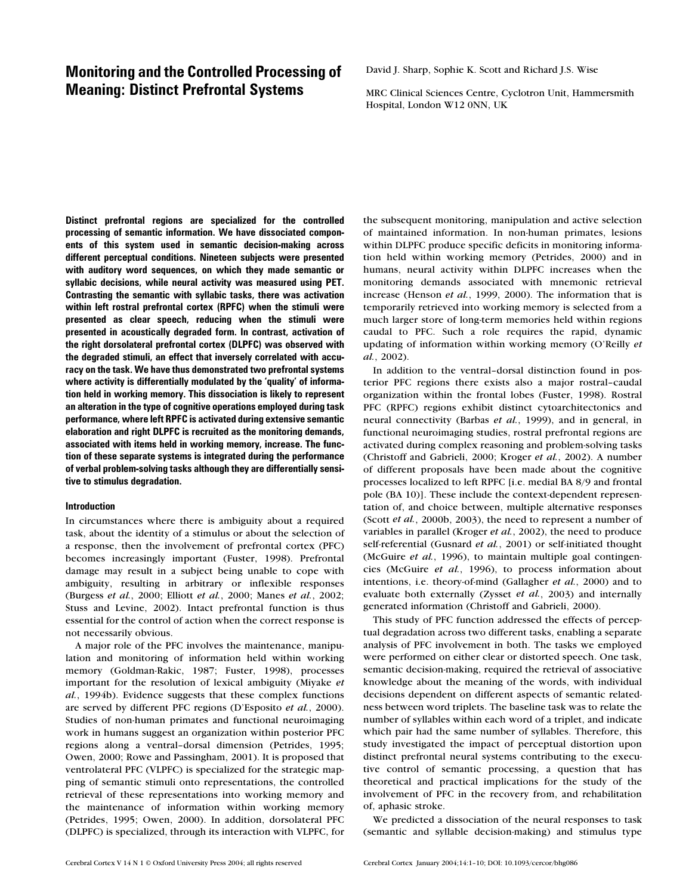# Monitoring and the Controlled Processing of Meaning: Distinct Prefrontal Systems

David J. Sharp, Sophie K. Scott and Richard J.S. Wise

MRC Clinical Sciences Centre, Cyclotron Unit, Hammersmith Hospital, London W12 0NN, UK

**Distinct prefrontal regions are specialized for the controlled processing of semantic information. We have dissociated components of this system used in semantic decision-making across different perceptual conditions. Nineteen subjects were presented with auditory word sequences, on which they made semantic or syllabic decisions, while neural activity was measured using PET. Contrasting the semantic with syllabic tasks, there was activation within left rostral prefrontal cortex (RPFC) when the stimuli were presented as clear speech, reducing when the stimuli were presented in acoustically degraded form. In contrast, activation of the right dorsolateral prefrontal cortex (DLPFC) was observed with the degraded stimuli, an effect that inversely correlated with accuracy on the task. We have thus demonstrated two prefrontal systems where activity is differentially modulated by the 'quality' of information held in working memory. This dissociation is likely to represent an alteration in the type of cognitive operations employed during task performance, where left RPFC is activated during extensive semantic elaboration and right DLPFC is recruited as the monitoring demands, associated with items held in working memory, increase. The function of these separate systems is integrated during the performance of verbal problem-solving tasks although they are differentially sensitive to stimulus degradation.**

## Introduction

In circumstances where there is ambiguity about a required task, about the identity of a stimulus or about the selection of a response, then the involvement of prefrontal cortex (PFC) becomes increasingly important (Fuster, 1998). Prefrontal damage may result in a subject being unable to cope with ambiguity, resulting in arbitrary or inflexible responses (Burgess *et al.*, 2000; Elliott *et al.*, 2000; Manes *et al.*, 2002; Stuss and Levine, 2002). Intact prefrontal function is thus essential for the control of action when the correct response is not necessarily obvious.

A major role of the PFC involves the maintenance, manipulation and monitoring of information held within working memory (Goldman-Rakic, 1987; Fuster, 1998), processes important for the resolution of lexical ambiguity (Miyake *et al.*, 1994b). Evidence suggests that these complex functions are served by different PFC regions (D'Esposito *et al.*, 2000). Studies of non-human primates and functional neuroimaging work in humans suggest an organization within posterior PFC regions along a ventral–dorsal dimension (Petrides, 1995; Owen, 2000; Rowe and Passingham, 2001). It is proposed that ventrolateral PFC (VLPFC) is specialized for the strategic mapping of semantic stimuli onto representations, the controlled retrieval of these representations into working memory and the maintenance of information within working memory (Petrides, 1995; Owen, 2000). In addition, dorsolateral PFC (DLPFC) is specialized, through its interaction with VLPFC, for the subsequent monitoring, manipulation and active selection of maintained information. In non-human primates, lesions within DLPFC produce specific deficits in monitoring information held within working memory (Petrides, 2000) and in humans, neural activity within DLPFC increases when the monitoring demands associated with mnemonic retrieval increase (Henson *et al.*, 1999, 2000). The information that is temporarily retrieved into working memory is selected from a much larger store of long-term memories held within regions caudal to PFC. Such a role requires the rapid, dynamic updating of information within working memory (O'Reilly *et al.*, 2002).

In addition to the ventral–dorsal distinction found in posterior PFC regions there exists also a major rostral–caudal organization within the frontal lobes (Fuster, 1998). Rostral PFC (RPFC) regions exhibit distinct cytoarchitectonics and neural connectivity (Barbas *et al.*, 1999), and in general, in functional neuroimaging studies, rostral prefrontal regions are activated during complex reasoning and problem-solving tasks (Christoff and Gabrieli, 2000; Kroger *et al.*, 2002). A number of different proposals have been made about the cognitive processes localized to left RPFC [i.e. medial BA 8/9 and frontal pole (BA 10)]. These include the context-dependent representation of, and choice between, multiple alternative responses (Scott *et al.*, 2000b, 2003), the need to represent a number of variables in parallel (Kroger *et al.*, 2002), the need to produce self-referential (Gusnard *et al.*, 2001) or self-initiated thought (McGuire *et al.*, 1996), to maintain multiple goal contingencies (McGuire *et al.*, 1996), to process information about intentions, i.e. theory-of-mind (Gallagher *et al.*, 2000) and to evaluate both externally (Zysset *et al.*, 2003) and internally generated information (Christoff and Gabrieli, 2000).

This study of PFC function addressed the effects of perceptual degradation across two different tasks, enabling a separate analysis of PFC involvement in both. The tasks we employed were performed on either clear or distorted speech. One task, semantic decision-making, required the retrieval of associative knowledge about the meaning of the words, with individual decisions dependent on different aspects of semantic relatedness between word triplets. The baseline task was to relate the number of syllables within each word of a triplet, and indicate which pair had the same number of syllables. Therefore, this study investigated the impact of perceptual distortion upon distinct prefrontal neural systems contributing to the executive control of semantic processing, a question that has theoretical and practical implications for the study of the involvement of PFC in the recovery from, and rehabilitation of, aphasic stroke.

We predicted a dissociation of the neural responses to task (semantic and syllable decision-making) and stimulus type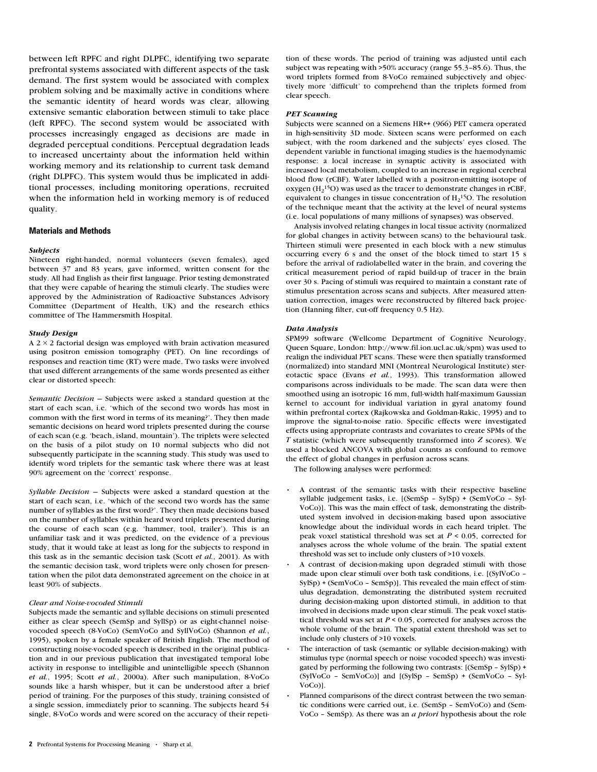between left RPFC and right DLPFC, identifying two separate prefrontal systems associated with different aspects of the task demand. The first system would be associated with complex problem solving and be maximally active in conditions where the semantic identity of heard words was clear, allowing extensive semantic elaboration between stimuli to take place (left RPFC). The second system would be associated with processes increasingly engaged as decisions are made in degraded perceptual conditions. Perceptual degradation leads to increased uncertainty about the information held within working memory and its relationship to current task demand (right DLPFC). This system would thus be implicated in additional processes, including monitoring operations, recruited when the information held in working memory is of reduced quality.

## Materials and Methods

### *Subjects*

Nineteen right-handed, normal volunteers (seven females), aged between 37 and 83 years, gave informed, written consent for the study. All had English as their first language. Prior testing demonstrated that they were capable of hearing the stimuli clearly. The studies were approved by the Administration of Radioactive Substances Advisory Committee (Department of Health, UK) and the research ethics committee of The Hammersmith Hospital.

### *Study Design*

A 2 × 2 factorial design was employed with brain activation measured using positron emission tomography (PET). On line recordings of responses and reaction time (RT) were made. Two tasks were involved that used different arrangements of the same words presented as either clear or distorted speech:

*Semantic Decision* — Subjects were asked a standard question at the start of each scan, i.e. 'which of the second two words has most in common with the first word in terms of its meaning?'. They then made semantic decisions on heard word triplets presented during the course of each scan (e.g. 'beach, island, mountain'). The triplets were selected on the basis of a pilot study on 10 normal subjects who did not subsequently participate in the scanning study. This study was used to identify word triplets for the semantic task where there was at least 90% agreement on the 'correct' response.

*Syllable Decision* — Subjects were asked a standard question at the start of each scan, i.e. 'which of the second two words has the same number of syllables as the first word?'. They then made decisions based on the number of syllables within heard word triplets presented during the course of each scan (e.g. 'hammer, tool, trailer'). This is an unfamiliar task and it was predicted, on the evidence of a previous study, that it would take at least as long for the subjects to respond in this task as in the semantic decision task (Scott *et al.*, 2001). As with the semantic decision task, word triplets were only chosen for presentation when the pilot data demonstrated agreement on the choice in at least 90% of subjects.

#### *Clear and Noise-vocoded Stimuli*

Subjects made the semantic and syllable decisions on stimuli presented either as clear speech (SemSp and SyllSp) or as eight-channel noise-vocoded speech (8-VoCo) (SemVoCo and SyllVoCo) (Shannon *et al.*, 1995), spoken by a female speaker of British English. The method of constructing noise-vocoded speech is described in the original publication and in our previous publication that investigated temporal lobe activity in response to intelligible and unintelligible speech (Shannon *et al.*, 1995; Scott *et al.*, 2000a). After such manipulation, 8-VoCo sounds like a harsh whisper, but it can be understood after a brief period of training. For the purposes of this study, training consisted of a single session, immediately prior to scanning. The subjects heard 54 single, 8-VoCo words and were scored on the accuracy of their repetition of these words. The period of training was adjusted until each subject was repeating with >50% accuracy (range 55.3–85.6). Thus, the word triplets formed from 8-VoCo remained subjectively and objectively more 'difficult' to comprehend than the triplets formed from clear speech.

### *PET Scanning*

Subjects were scanned on a Siemens HR++ (966) PET camera operated in high-sensitivity 3D mode. Sixteen scans were performed on each subject, with the room darkened and the subjects' eyes closed. The dependent variable in functional imaging studies is the haemodynamic response: a local increase in synaptic activity is associated with increased local metabolism, coupled to an increase in regional cerebral blood flow (rCBF). Water labelled with a positron-emitting isotope of oxygen ($H_2{}^{15}O$) was used as the tracer to demonstrate changes in rCBF, equivalent to changes in tissue concentration of $H_2{}^{15}O$. The resolution of the technique meant that the activity at the level of neural systems (i.e. local populations of many millions of synapses) was observed.

Analysis involved relating changes in local tissue activity (normalized for global changes in activity between scans) to the behavioural task. Thirteen stimuli were presented in each block with a new stimulus occurring every 6 s and the onset of the block timed to start 15 s before the arrival of radiolabelled water in the brain, and covering the critical measurement period of rapid build-up of tracer in the brain over 30 s. Pacing of stimuli was required to maintain a constant rate of stimulus presentation across scans and subjects. After measured attenuation correction, images were reconstructed by filtered back projection (Hanning filter, cut-off frequency 0.5 Hz).

### *Data Analysis*

SPM99 software (Wellcome Department of Cognitive Neurology, Queen Square, London: http://www.fil.ion.ucl.ac.uk/spm) was used to realign the individual PET scans. These were then spatially transformed (normalized) into standard MNI (Montreal Neurological Institute) stereotactic space (Evans *et al.*, 1993). This transformation allowed comparisons across individuals to be made. The scan data were then smoothed using an isotropic 16 mm, full-width half-maximum Gaussian kernel to account for individual variation in gyral anatomy found within prefrontal cortex (Rajkowska and Goldman-Rakic, 1995) and to improve the signal-to-noise ratio. Specific effects were investigated using appropriate contrasts and covariates to create SPMs of the $T$ statistic (which were subsequently transformed into $Z$ scores). We used a blocked ANCOVA with global counts as confound to remove the effect of global changes in perfusion across scans.

The following analyses were performed:

- A contrast of the semantic tasks with their respective baseline syllable judgement tasks, i.e. [(SemSp – SylSp) + (SemVoCo – SylVoCo)]. This was the main effect of task, demonstrating the distributed system involved in decision-making based upon associative knowledge about the individual words in each heard triplet. The peak voxel statistical threshold was set at $P < 0.05$, corrected for analyses across the whole volume of the brain. The spatial extent threshold was set to include only clusters of >10 voxels.
- A contrast of decision-making upon degraded stimuli with those made upon clear stimuli over both task conditions, i.e. [(SylVoCo – SylSp) + (SemVoCo – SemSp)]. This revealed the main effect of stimulus degradation, demonstrating the distributed system recruited during decision-making upon distorted stimuli, in addition to that involved in decisions made upon clear stimuli. The peak voxel statistical threshold was set at $P < 0.05$, corrected for analyses across the whole volume of the brain. The spatial extent threshold was set to include only clusters of >10 voxels.
- The interaction of task (semantic or syllable decision-making) with stimulus type (normal speech or noise vocoded speech) was investigated by performing the following two contrasts: [(SemSp – SylSp) + (SylVoCo – SemVoCo)] and [(SylSp – SemSp) + (SemVoCo – SylVoCo)].
- Planned comparisons of the direct contrast between the two semantic conditions were carried out, i.e. (SemSp – SemVoCo) and (SemVoCo – SemSp). As there was an *a priori* hypothesis about the role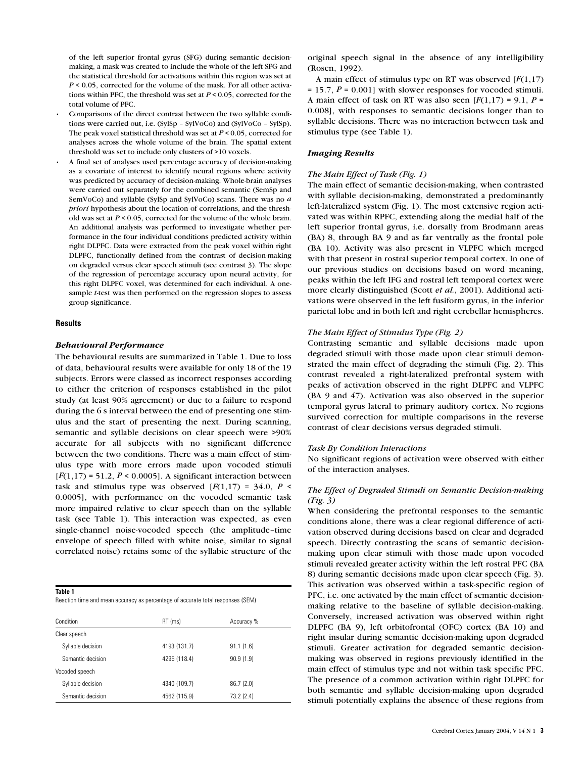of the left superior frontal gyrus (SFG) during semantic decision-making, a mask was created to include the whole of the left SFG and the statistical threshold for activations within this region was set at $P < 0.05$, corrected for the volume of the mask. For all other activations within PFC, the threshold was set at $P < 0.05$, corrected for the total volume of PFC.

- Comparisons of the direct contrast between the two syllable conditions were carried out, i.e. (SylSp – SylVoCo) and (SylVoCo – SylSp). The peak voxel statistical threshold was set at $P < 0.05$, corrected for analyses across the whole volume of the brain. The spatial extent threshold was set to include only clusters of >10 voxels.
- A final set of analyses used percentage accuracy of decision-making as a covariate of interest to identify neural regions where activity was predicted by accuracy of decision-making. Whole-brain analyses were carried out separately for the combined semantic (SemSp and SemVoCo) and syllable (SylSp and SylVoCo) scans. There was no *a priori* hypothesis about the location of correlations, and the threshold was set at $P < 0.05$, corrected for the volume of the whole brain. An additional analysis was performed to investigate whether performance in the four individual conditions predicted activity within right DLPFC. Data were extracted from the peak voxel within right DLPFC, functionally defined from the contrast of decision-making on degraded versus clear speech stimuli (see contrast 3). The slope of the regression of percentage accuracy upon neural activity, for this right DLPFC voxel, was determined for each individual. A one-sample *t*-test was then performed on the regression slopes to assess group significance.

## Results

### *Behavioural Performance*

The behavioural results are summarized in Table 1. Due to loss of data, behavioural results were available for only 18 of the 19 subjects. Errors were classed as incorrect responses according to either the criterion of responses established in the pilot study (at least 90% agreement) or due to a failure to respond during the 6 s interval between the end of presenting one stimulus and the start of presenting the next. During scanning, semantic and syllable decisions on clear speech were >90% accurate for all subjects with no significant difference between the two conditions. There was a main effect of stimulus type with more errors made upon vocoded stimuli [$F(1,17) = 51.2$, $P < 0.0005$]. A significant interaction between task and stimulus type was observed [$F(1,17) = 34.0$, $P < 0.0005$], with performance on the vocoded semantic task more impaired relative to clear speech than on the syllable task (see Table 1). This interaction was expected, as even single-channel noise-vocoded speech (the amplitude–time envelope of speech filled with white noise, similar to signal correlated noise) retains some of the syllabic structure of the original speech signal in the absence of any intelligibility (Rosen, 1992).

A main effect of stimulus type on RT was observed [$F(1,17) = 15.7$, $P = 0.001$] with slower responses for vocoded stimuli. A main effect of task on RT was also seen [$F(1,17) = 9.1$, $P = 0.008$], with responses to semantic decisions longer than to syllable decisions. There was no interaction between task and stimulus type (see Table 1).

**Table 1**
Reaction time and mean accuracy as percentage of accurate total responses (SEM)

| Condition | RT (ms) | Accuracy % |
|---|---|---|
| Clear speech | | |
| Syllable decision | 4193 (131.7) | 91.1 (1.6) |
| Semantic decision | 4295 (118.4) | 90.9 (1.9) |
| Vocoded speech | | |
| Syllable decision | 4340 (109.7) | 86.7 (2.0) |
| Semantic decision | 4562 (115.9) | 73.2 (2.4) |

### *Imaging Results*

#### *The Main Effect of Task (Fig. 1)*

The main effect of semantic decision-making, when contrasted with syllable decision-making, demonstrated a predominantly left-lateralized system (Fig. 1). The most extensive region activated was within RPFC, extending along the medial half of the left superior frontal gyrus, i.e. dorsally from Brodmann areas (BA) 8, through BA 9 and as far ventrally as the frontal pole (BA 10). Activity was also present in VLPFC which merged with that present in rostral superior temporal cortex. In one of our previous studies on decisions based on word meaning, peaks within the left IFG and rostral left temporal cortex were more clearly distinguished (Scott *et al.*, 2001). Additional activations were observed in the left fusiform gyrus, in the inferior parietal lobe and in both left and right cerebellar hemispheres.

#### *The Main Effect of Stimulus Type (Fig. 2)*

Contrasting semantic and syllable decisions made upon degraded stimuli with those made upon clear stimuli demonstrated the main effect of degrading the stimuli (Fig. 2). This contrast revealed a right-lateralized prefrontal system with peaks of activation observed in the right DLPFC and VLPFC (BA 9 and 47). Activation was also observed in the superior temporal gyrus lateral to primary auditory cortex. No regions survived correction for multiple comparisons in the reverse contrast of clear decisions versus degraded stimuli.

#### *Task By Condition Interactions*

No significant regions of activation were observed with either of the interaction analyses.

#### *The Effect of Degraded Stimuli on Semantic Decision-making (Fig. 3)*

When considering the prefrontal responses to the semantic conditions alone, there was a clear regional difference of activation observed during decisions based on clear and degraded speech. Directly contrasting the scans of semantic decision-making upon clear stimuli with those made upon vocoded stimuli revealed greater activity within the left rostral PFC (BA 8) during semantic decisions made upon clear speech (Fig. 3). This activation was observed within a task-specific region of PFC, i.e. one activated by the main effect of semantic decision-making relative to the baseline of syllable decision-making. Conversely, increased activation was observed within right DLPFC (BA 9), left orbitofrontal (OFC) cortex (BA 10) and right insular during semantic decision-making upon degraded stimuli. Greater activation for degraded semantic decision-making was observed in regions previously identified in the main effect of stimulus type and not within task specific PFC. The presence of a common activation within right DLPFC for both semantic and syllable decision-making upon degraded stimuli potentially explains the absence of these regions from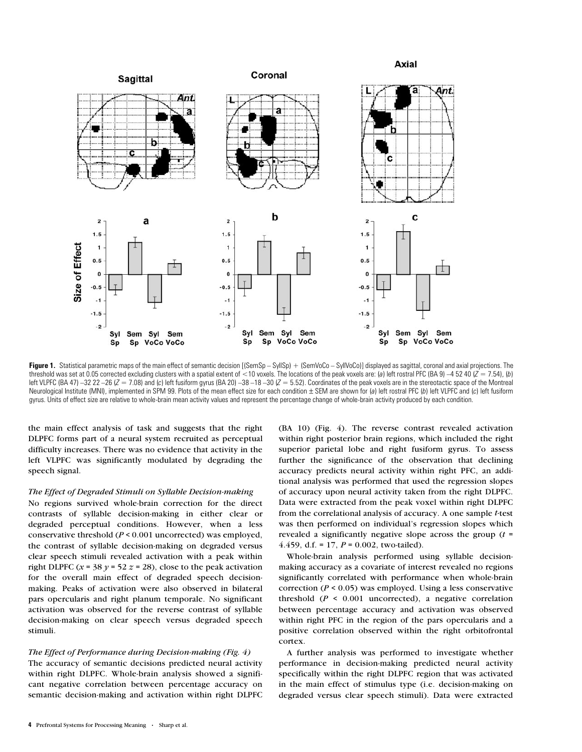**Figure 1.** Statistical parametric maps of the main effect of semantic decision [(SemSp – SyllSp) + (SemVoCo – SyllVoCo)] displayed as sagittal, coronal and axial projections. The threshold was set at 0.05 corrected excluding clusters with a spatial extent of <10 voxels. The locations of the peak voxels are: (*a*) left rostral PFC (BA 9) –4 52 40 ($Z = 7.54$), (*b*) left VLPFC (BA 47) –32 22 –26 ($Z = 7.08$) and (*c*) left fusiform gyrus (BA 20) –38 –18 –30 ($Z = 5.52$). Coordinates of the peak voxels are in the stereotactic space of the Montreal Neurological Institute (MNI), implemented in SPM 99. Plots of the mean effect size for each condition ± SEM are shown for (*a*) left rostral PFC (*b*) left VLPFC and (*c*) left fusiform gyrus. Units of effect size are relative to whole-brain mean activity values and represent the percentage change of whole-brain activity produced by each condition.

the main effect analysis of task and suggests that the right DLPFC forms part of a neural system recruited as perceptual difficulty increases. There was no evidence that activity in the left VLPFC was significantly modulated by degrading the speech signal.

*The Effect of Degraded Stimuli on Syllable Decision-making*

No regions survived whole-brain correction for the direct contrasts of syllable decision-making in either clear or degraded perceptual conditions. However, when a less conservative threshold ($P < 0.001$ uncorrected) was employed, the contrast of syllable decision-making on degraded versus clear speech stimuli revealed activation with a peak within right DLPFC ($x = 38$ $y = 52$ $z = 28$), close to the peak activation for the overall main effect of degraded speech decision-making. Peaks of activation were also observed in bilateral pars opercularis and right planum temporale. No significant activation was observed for the reverse contrast of syllable decision-making on clear speech versus degraded speech stimuli.

*The Effect of Performance during Decision-making (Fig. 4)*

The accuracy of semantic decisions predicted neural activity within right DLPFC. Whole-brain analysis showed a significant negative correlation between percentage accuracy on semantic decision-making and activation within right DLPFC (BA 10) (Fig. 4). The reverse contrast revealed activation within right posterior brain regions, which included the right superior parietal lobe and right fusiform gyrus. To assess further the significance of the observation that declining accuracy predicts neural activity within right PFC, an additional analysis was performed that used the regression slopes of accuracy upon neural activity taken from the right DLPFC. Data were extracted from the peak voxel within right DLPFC from the correlational analysis of accuracy. A one sample *t*-test was then performed on individual's regression slopes which revealed a significantly negative slope across the group ($t = 4.459$, d.f. = 17, $P = 0.002$, two-tailed).

Whole-brain analysis performed using syllable decision-making accuracy as a covariate of interest revealed no regions significantly correlated with performance when whole-brain correction ($P < 0.05$) was employed. Using a less conservative threshold ($P < 0.001$ uncorrected), a negative correlation between percentage accuracy and activation was observed within right PFC in the region of the pars opercularis and a positive correlation observed within the right orbitofrontal cortex.

A further analysis was performed to investigate whether performance in decision-making predicted neural activity specifically within the right DLPFC region that was activated in the main effect of stimulus type (i.e. decision-making on degraded versus clear speech stimuli). Data were extracted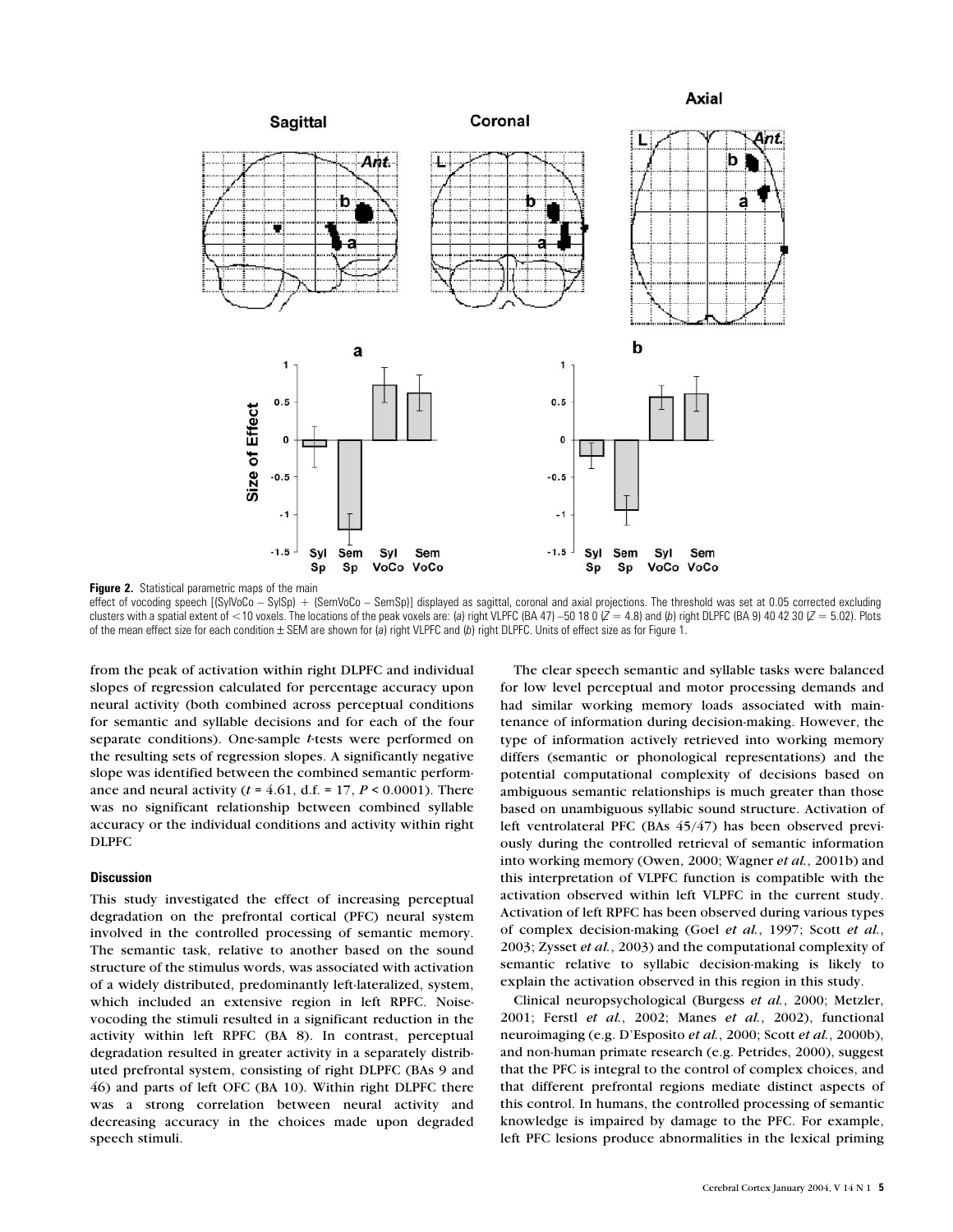**Figure 2.** Statistical parametric maps of the main effect of vocoding speech [(SylVoCo − SylSp) + (SemVoCo − SemSp)] displayed as sagittal, coronal and axial projections. The threshold was set at 0.05 corrected excluding clusters with a spatial extent of <10 voxels. The locations of the peak voxels are: (*a*) right VLPFC (BA 47) −50 18 0 ($Z = 4.8$) and (*b*) right DLPFC (BA 9) 40 42 30 ($Z = 5.02$). Plots of the mean effect size for each condition ± SEM are shown for (*a*) right VLPFC and (*b*) right DLPFC. Units of effect size as for Figure 1.

from the peak of activation within right DLPFC and individual slopes of regression calculated for percentage accuracy upon neural activity (both combined across perceptual conditions for semantic and syllable decisions and for each of the four separate conditions). One-sample *t*-tests were performed on the resulting sets of regression slopes. A significantly negative slope was identified between the combined semantic performance and neural activity ($t = 4.61$, d.f. = 17, $P < 0.0001$). There was no significant relationship between combined syllable accuracy or the individual conditions and activity within right DLPFC

## Discussion

This study investigated the effect of increasing perceptual degradation on the prefrontal cortical (PFC) neural system involved in the controlled processing of semantic memory. The semantic task, relative to another based on the sound structure of the stimulus words, was associated with activation of a widely distributed, predominantly left-lateralized, system, which included an extensive region in left RPFC. Noise-vocoding the stimuli resulted in a significant reduction in the activity within left RPFC (BA 8). In contrast, perceptual degradation resulted in greater activity in a separately distributed prefrontal system, consisting of right DLPFC (BAs 9 and 46) and parts of left OFC (BA 10). Within right DLPFC there was a strong correlation between neural activity and decreasing accuracy in the choices made upon degraded speech stimuli.

The clear speech semantic and syllable tasks were balanced for low level perceptual and motor processing demands and had similar working memory loads associated with maintenance of information during decision-making. However, the type of information actively retrieved into working memory differs (semantic or phonological representations) and the potential computational complexity of decisions based on ambiguous semantic relationships is much greater than those based on unambiguous syllabic sound structure. Activation of left ventrolateral PFC (BAs 45/47) has been observed previously during the controlled retrieval of semantic information into working memory (Owen, 2000; Wagner *et al.*, 2001b) and this interpretation of VLPFC function is compatible with the activation observed within left VLPFC in the current study. Activation of left RPFC has been observed during various types of complex decision-making (Goel *et al.*, 1997; Scott *et al.*, 2003; Zysset *et al.*, 2003) and the computational complexity of semantic relative to syllabic decision-making is likely to explain the activation observed in this region in this study.

Clinical neuropsychological (Burgess *et al.*, 2000; Metzler, 2001; Ferstl *et al.*, 2002; Manes *et al.*, 2002), functional neuroimaging (e.g. D'Esposito *et al.*, 2000; Scott *et al.*, 2000b), and non-human primate research (e.g. Petrides, 2000), suggest that the PFC is integral to the control of complex choices, and that different prefrontal regions mediate distinct aspects of this control. In humans, the controlled processing of semantic knowledge is impaired by damage to the PFC. For example, left PFC lesions produce abnormalities in the lexical priming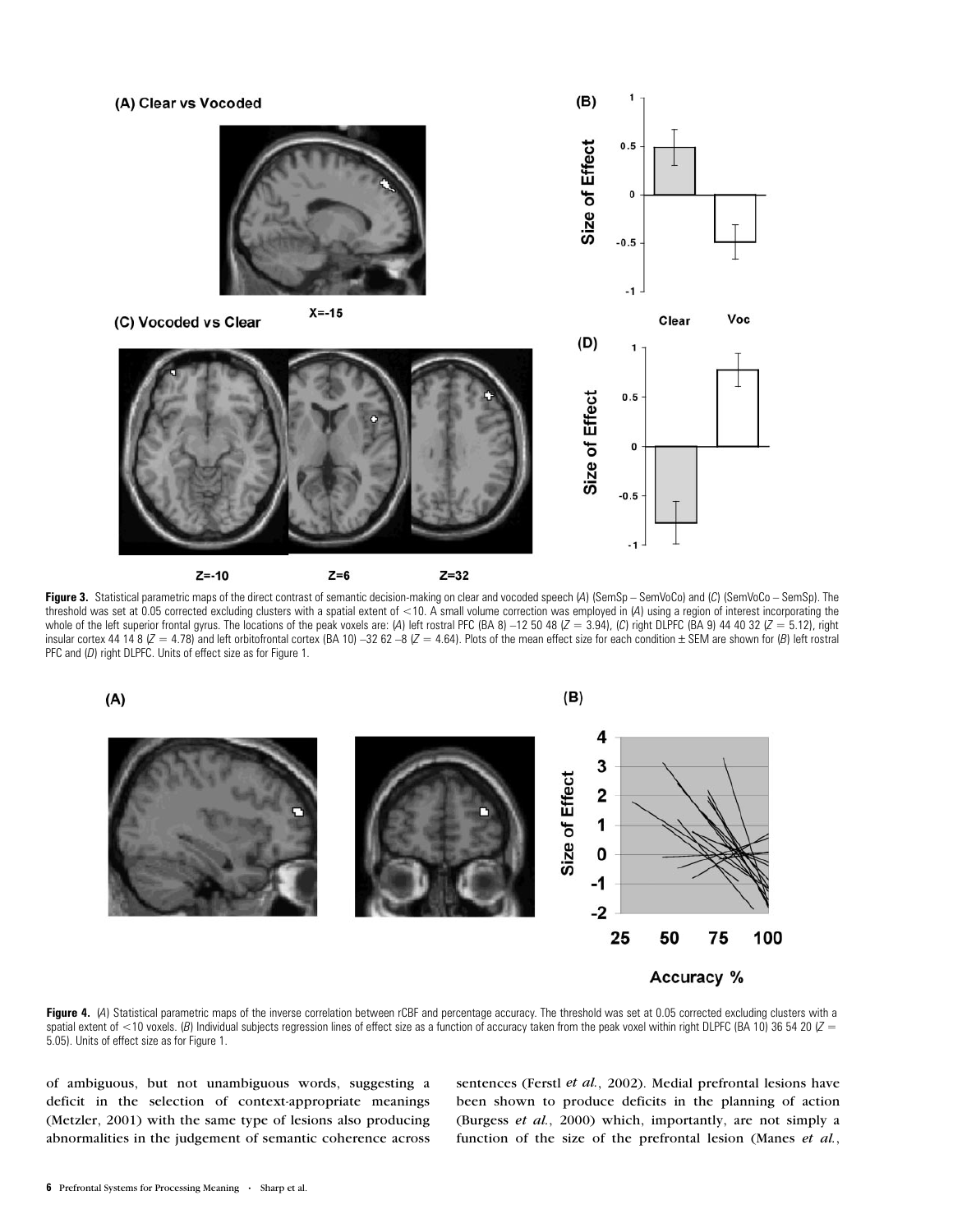**Figure 3.** Statistical parametric maps of the direct contrast of semantic decision-making on clear and vocoded speech (*A*) (SemSp – SemVoCo) and (*C*) (SemVoCo – SemSp). The threshold was set at 0.05 corrected excluding clusters with a spatial extent of <10. A small volume correction was employed in (*A*) using a region of interest incorporating the whole of the left superior frontal gyrus. The locations of the peak voxels are: (*A*) left rostral PFC (BA 8) –12 50 48 ($Z = 3.94$), (*C*) right DLPFC (BA 9) 44 40 32 ($Z = 5.12$), right insular cortex 44 14 8 ($Z = 4.78$) and left orbitofrontal cortex (BA 10) –32 62 –8 ($Z = 4.64$). Plots of the mean effect size for each condition ± SEM are shown for (*B*) left rostral PFC and (*D*) right DLPFC. Units of effect size as for Figure 1.

**Figure 4.** (*A*) Statistical parametric maps of the inverse correlation between rCBF and percentage accuracy. The threshold was set at 0.05 corrected excluding clusters with a spatial extent of <10 voxels. (*B*) Individual subjects regression lines of effect size as a function of accuracy taken from the peak voxel within right DLPFC (BA 10) 36 54 20 ($Z = 5.05$). Units of effect size as for Figure 1.

of ambiguous, but not unambiguous words, suggesting a deficit in the selection of context-appropriate meanings (Metzler, 2001) with the same type of lesions also producing abnormalities in the judgement of semantic coherence across sentences (Ferstl *et al.*, 2002). Medial prefrontal lesions have been shown to produce deficits in the planning of action (Burgess *et al.*, 2000) which, importantly, are not simply a function of the size of the prefrontal lesion (Manes *et al.*,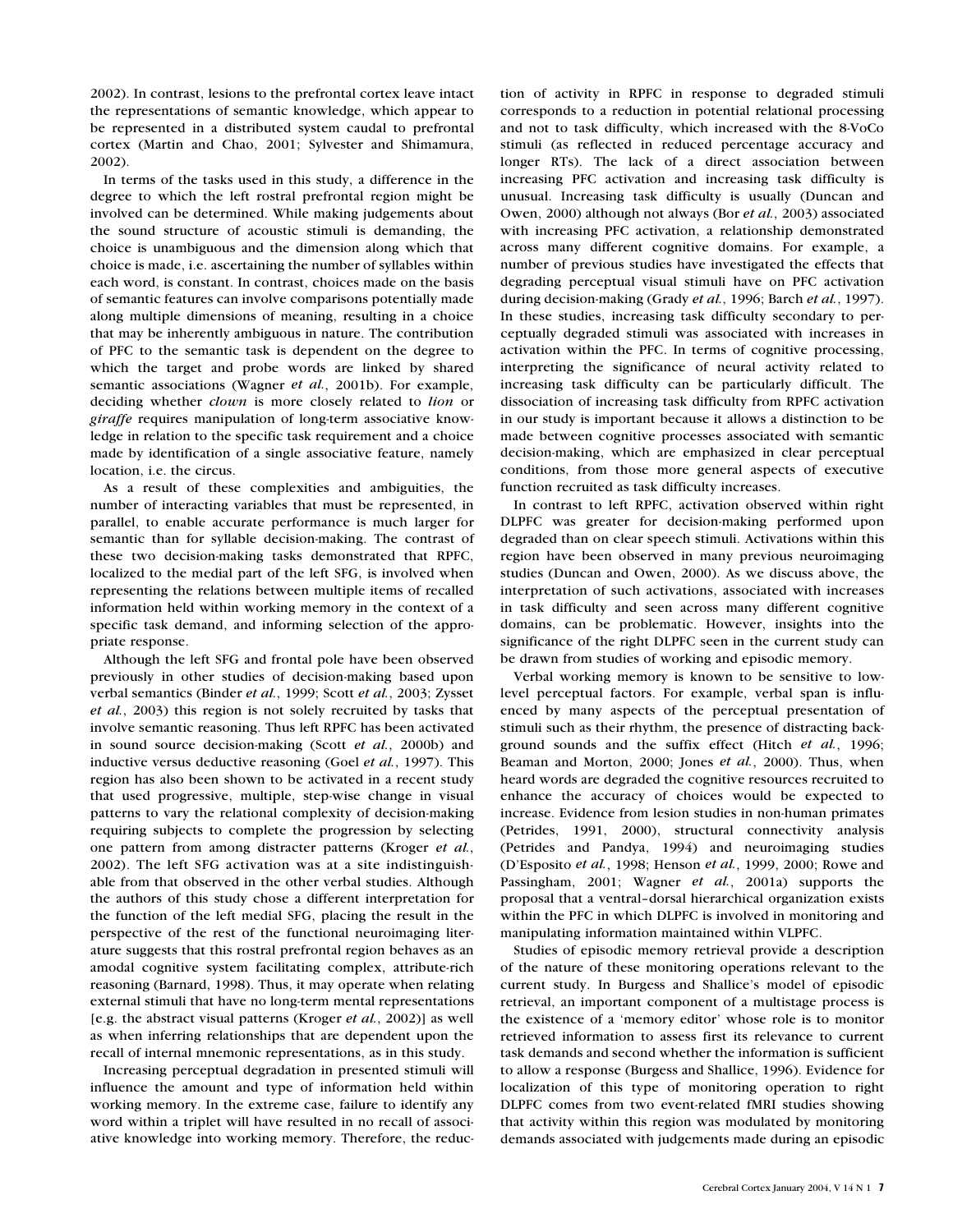2002). In contrast, lesions to the prefrontal cortex leave intact the representations of semantic knowledge, which appear to be represented in a distributed system caudal to prefrontal cortex (Martin and Chao, 2001; Sylvester and Shimamura, 2002).

In terms of the tasks used in this study, a difference in the degree to which the left rostral prefrontal region might be involved can be determined. While making judgements about the sound structure of acoustic stimuli is demanding, the choice is unambiguous and the dimension along which that choice is made, i.e. ascertaining the number of syllables within each word, is constant. In contrast, choices made on the basis of semantic features can involve comparisons potentially made along multiple dimensions of meaning, resulting in a choice that may be inherently ambiguous in nature. The contribution of PFC to the semantic task is dependent on the degree to which the target and probe words are linked by shared semantic associations (Wagner *et al.*, 2001b). For example, deciding whether *clown* is more closely related to *lion* or *giraffe* requires manipulation of long-term associative knowledge in relation to the specific task requirement and a choice made by identification of a single associative feature, namely location, i.e. the circus.

As a result of these complexities and ambiguities, the number of interacting variables that must be represented, in parallel, to enable accurate performance is much larger for semantic than for syllable decision-making. The contrast of these two decision-making tasks demonstrated that RPFC, localized to the medial part of the left SFG, is involved when representing the relations between multiple items of recalled information held within working memory in the context of a specific task demand, and informing selection of the appropriate response.

Although the left SFG and frontal pole have been observed previously in other studies of decision-making based upon verbal semantics (Binder *et al.*, 1999; Scott *et al.*, 2003; Zysset *et al.*, 2003) this region is not solely recruited by tasks that involve semantic reasoning. Thus left RPFC has been activated in sound source decision-making (Scott *et al.*, 2000b) and inductive versus deductive reasoning (Goel *et al.*, 1997). This region has also been shown to be activated in a recent study that used progressive, multiple, step-wise change in visual patterns to vary the relational complexity of decision-making requiring subjects to complete the progression by selecting one pattern from among distracter patterns (Kroger *et al.*, 2002). The left SFG activation was at a site indistinguishable from that observed in the other verbal studies. Although the authors of this study chose a different interpretation for the function of the left medial SFG, placing the result in the perspective of the rest of the functional neuroimaging literature suggests that this rostral prefrontal region behaves as an amodal cognitive system facilitating complex, attribute-rich reasoning (Barnard, 1998). Thus, it may operate when relating external stimuli that have no long-term mental representations [e.g. the abstract visual patterns (Kroger *et al.*, 2002)] as well as when inferring relationships that are dependent upon the recall of internal mnemonic representations, as in this study.

Increasing perceptual degradation in presented stimuli will influence the amount and type of information held within working memory. In the extreme case, failure to identify any word within a triplet will have resulted in no recall of associative knowledge into working memory. Therefore, the reduction of activity in RPFC in response to degraded stimuli corresponds to a reduction in potential relational processing and not to task difficulty, which increased with the 8-VoCo stimuli (as reflected in reduced percentage accuracy and longer RTs). The lack of a direct association between increasing PFC activation and increasing task difficulty is unusual. Increasing task difficulty is usually (Duncan and Owen, 2000) although not always (Bor *et al.*, 2003) associated with increasing PFC activation, a relationship demonstrated across many different cognitive domains. For example, a number of previous studies have investigated the effects that degrading perceptual visual stimuli have on PFC activation during decision-making (Grady *et al.*, 1996; Barch *et al.*, 1997). In these studies, increasing task difficulty secondary to perceptually degraded stimuli was associated with increases in activation within the PFC. In terms of cognitive processing, interpreting the significance of neural activity related to increasing task difficulty can be particularly difficult. The dissociation of increasing task difficulty from RPFC activation in our study is important because it allows a distinction to be made between cognitive processes associated with semantic decision-making, which are emphasized in clear perceptual conditions, from those more general aspects of executive function recruited as task difficulty increases.

In contrast to left RPFC, activation observed within right DLPFC was greater for decision-making performed upon degraded than on clear speech stimuli. Activations within this region have been observed in many previous neuroimaging studies (Duncan and Owen, 2000). As we discuss above, the interpretation of such activations, associated with increases in task difficulty and seen across many different cognitive domains, can be problematic. However, insights into the significance of the right DLPFC seen in the current study can be drawn from studies of working and episodic memory.

Verbal working memory is known to be sensitive to low-level perceptual factors. For example, verbal span is influenced by many aspects of the perceptual presentation of stimuli such as their rhythm, the presence of distracting background sounds and the suffix effect (Hitch *et al.*, 1996; Beaman and Morton, 2000; Jones *et al.*, 2000). Thus, when heard words are degraded the cognitive resources recruited to enhance the accuracy of choices would be expected to increase. Evidence from lesion studies in non-human primates (Petrides, 1991, 2000), structural connectivity analysis (Petrides and Pandya, 1994) and neuroimaging studies (D'Esposito *et al.*, 1998; Henson *et al.*, 1999, 2000; Rowe and Passingham, 2001; Wagner *et al.*, 2001a) supports the proposal that a ventral–dorsal hierarchical organization exists within the PFC in which DLPFC is involved in monitoring and manipulating information maintained within VLPFC.

Studies of episodic memory retrieval provide a description of the nature of these monitoring operations relevant to the current study. In Burgess and Shallice's model of episodic retrieval, an important component of a multistage process is the existence of a 'memory editor' whose role is to monitor retrieved information to assess first its relevance to current task demands and second whether the information is sufficient to allow a response (Burgess and Shallice, 1996). Evidence for localization of this type of monitoring operation to right DLPFC comes from two event-related fMRI studies showing that activity within this region was modulated by monitoring demands associated with judgements made during an episodic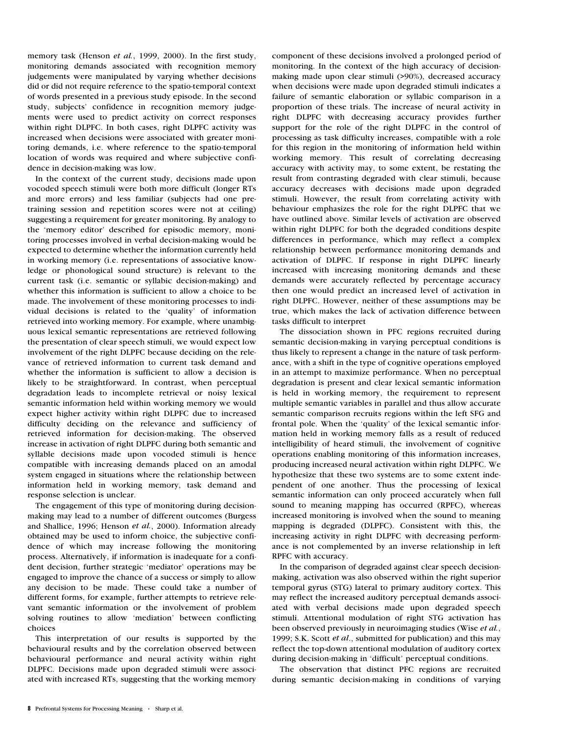memory task (Henson *et al.*, 1999, 2000). In the first study, monitoring demands associated with recognition memory judgements were manipulated by varying whether decisions did or did not require reference to the spatio-temporal context of words presented in a previous study episode. In the second study, subjects' confidence in recognition memory judgements were used to predict activity on correct responses within right DLPFC. In both cases, right DLPFC activity was increased when decisions were associated with greater monitoring demands, i.e. where reference to the spatio-temporal location of words was required and where subjective confidence in decision-making was low.

In the context of the current study, decisions made upon vocoded speech stimuli were both more difficult (longer RTs and more errors) and less familiar (subjects had one pretraining session and repetition scores were not at ceiling) suggesting a requirement for greater monitoring. By analogy to the 'memory editor' described for episodic memory, monitoring processes involved in verbal decision-making would be expected to determine whether the information currently held in working memory (i.e. representations of associative knowledge or phonological sound structure) is relevant to the current task (i.e. semantic or syllabic decision-making) and whether this information is sufficient to allow a choice to be made. The involvement of these monitoring processes to individual decisions is related to the 'quality' of information retrieved into working memory. For example, where unambiguous lexical semantic representations are retrieved following the presentation of clear speech stimuli, we would expect low involvement of the right DLPFC because deciding on the relevance of retrieved information to current task demand and whether the information is sufficient to allow a decision is likely to be straightforward. In contrast, when perceptual degradation leads to incomplete retrieval or noisy lexical semantic information held within working memory we would expect higher activity within right DLPFC due to increased difficulty deciding on the relevance and sufficiency of retrieved information for decision-making. The observed increase in activation of right DLPFC during both semantic and syllable decisions made upon vocoded stimuli is hence compatible with increasing demands placed on an amodal system engaged in situations where the relationship between information held in working memory, task demand and response selection is unclear.

The engagement of this type of monitoring during decision-making may lead to a number of different outcomes (Burgess and Shallice, 1996; Henson *et al.*, 2000). Information already obtained may be used to inform choice, the subjective confidence of which may increase following the monitoring process. Alternatively, if information is inadequate for a confident decision, further strategic 'mediator' operations may be engaged to improve the chance of a success or simply to allow any decision to be made. These could take a number of different forms, for example, further attempts to retrieve relevant semantic information or the involvement of problem solving routines to allow 'mediation' between conflicting choices

This interpretation of our results is supported by the behavioural results and by the correlation observed between behavioural performance and neural activity within right DLPFC. Decisions made upon degraded stimuli were associated with increased RTs, suggesting that the working memory component of these decisions involved a prolonged period of monitoring. In the context of the high accuracy of decision-making made upon clear stimuli (>90%), decreased accuracy when decisions were made upon degraded stimuli indicates a failure of semantic elaboration or syllabic comparison in a proportion of these trials. The increase of neural activity in right DLPFC with decreasing accuracy provides further support for the role of the right DLPFC in the control of processing as task difficulty increases, compatible with a role for this region in the monitoring of information held within working memory. This result of correlating decreasing accuracy with activity may, to some extent, be restating the result from contrasting degraded with clear stimuli, because accuracy decreases with decisions made upon degraded stimuli. However, the result from correlating activity with behaviour emphasizes the role for the right DLPFC that we have outlined above. Similar levels of activation are observed within right DLPFC for both the degraded conditions despite differences in performance, which may reflect a complex relationship between performance monitoring demands and activation of DLPFC. If response in right DLPFC linearly increased with increasing monitoring demands and these demands were accurately reflected by percentage accuracy then one would predict an increased level of activation in right DLPFC. However, neither of these assumptions may be true, which makes the lack of activation difference between tasks difficult to interpret

The dissociation shown in PFC regions recruited during semantic decision-making in varying perceptual conditions is thus likely to represent a change in the nature of task performance, with a shift in the type of cognitive operations employed in an attempt to maximize performance. When no perceptual degradation is present and clear lexical semantic information is held in working memory, the requirement to represent multiple semantic variables in parallel and thus allow accurate semantic comparison recruits regions within the left SFG and frontal pole. When the 'quality' of the lexical semantic information held in working memory falls as a result of reduced intelligibility of heard stimuli, the involvement of cognitive operations enabling monitoring of this information increases, producing increased neural activation within right DLPFC. We hypothesize that these two systems are to some extent independent of one another. Thus the processing of lexical semantic information can only proceed accurately when full sound to meaning mapping has occurred (RPFC), whereas increased monitoring is involved when the sound to meaning mapping is degraded (DLPFC). Consistent with this, the increasing activity in right DLPFC with decreasing performance is not complemented by an inverse relationship in left RPFC with accuracy.

In the comparison of degraded against clear speech decision-making, activation was also observed within the right superior temporal gyrus (STG) lateral to primary auditory cortex. This may reflect the increased auditory perceptual demands associated with verbal decisions made upon degraded speech stimuli. Attentional modulation of right STG activation has been observed previously in neuroimaging studies (Wise *et al.*, 1999; S.K. Scott *et al*., submitted for publication) and this may reflect the top-down attentional modulation of auditory cortex during decision-making in 'difficult' perceptual conditions.

The observation that distinct PFC regions are recruited during semantic decision-making in conditions of varying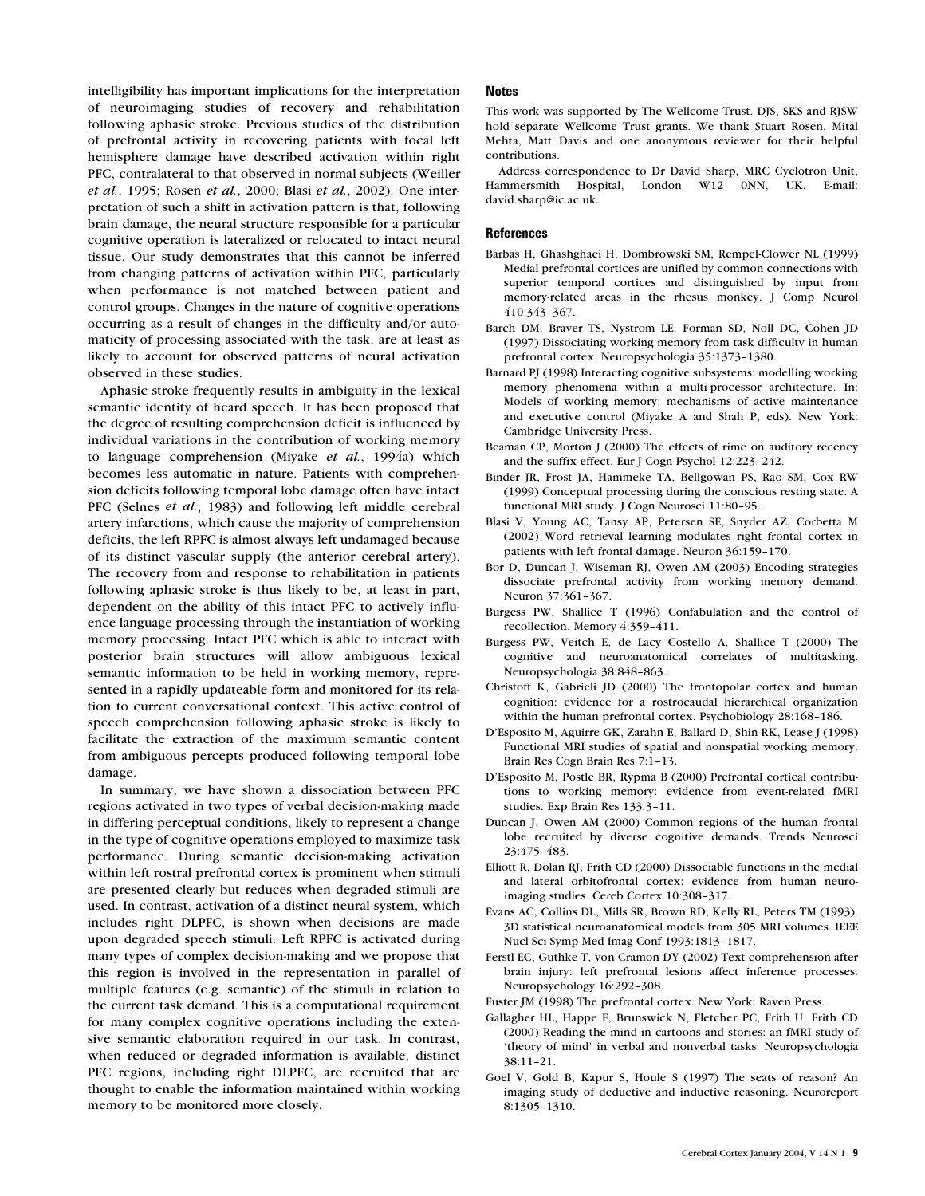intelligibility has important implications for the interpretation of neuroimaging studies of recovery and rehabilitation following aphasic stroke. Previous studies of the distribution of prefrontal activity in recovering patients with focal left hemisphere damage have described activation within right PFC, contralateral to that observed in normal subjects (Weiller *et al.*, 1995; Rosen *et al.*, 2000; Blasi *et al.*, 2002). One interpretation of such a shift in activation pattern is that, following brain damage, the neural structure responsible for a particular cognitive operation is lateralized or relocated to intact neural tissue. Our study demonstrates that this cannot be inferred from changing patterns of activation within PFC, particularly when performance is not matched between patient and control groups. Changes in the nature of cognitive operations occurring as a result of changes in the difficulty and/or automaticity of processing associated with the task, are at least as likely to account for observed patterns of neural activation observed in these studies.

Aphasic stroke frequently results in ambiguity in the lexical semantic identity of heard speech. It has been proposed that the degree of resulting comprehension deficit is influenced by individual variations in the contribution of working memory to language comprehension (Miyake *et al.*, 1994a) which becomes less automatic in nature. Patients with comprehension deficits following temporal lobe damage often have intact PFC (Selnes *et al.*, 1983) and following left middle cerebral artery infarctions, which cause the majority of comprehension deficits, the left RPFC is almost always left undamaged because of its distinct vascular supply (the anterior cerebral artery). The recovery from and response to rehabilitation in patients following aphasic stroke is thus likely to be, at least in part, dependent on the ability of this intact PFC to actively influence language processing through the instantiation of working memory processing. Intact PFC which is able to interact with posterior brain structures will allow ambiguous lexical semantic information to be held in working memory, represented in a rapidly updateable form and monitored for its relation to current conversational context. This active control of speech comprehension following aphasic stroke is likely to facilitate the extraction of the maximum semantic content from ambiguous percepts produced following temporal lobe damage.

In summary, we have shown a dissociation between PFC regions activated in two types of verbal decision-making made in differing perceptual conditions, likely to represent a change in the type of cognitive operations employed to maximize task performance. During semantic decision-making activation within left rostral prefrontal cortex is prominent when stimuli are presented clearly but reduces when degraded stimuli are used. In contrast, activation of a distinct neural system, which includes right DLPFC, is shown when decisions are made upon degraded speech stimuli. Left RPFC is activated during many types of complex decision-making and we propose that this region is involved in the representation in parallel of multiple features (e.g. semantic) of the stimuli in relation to the current task demand. This is a computational requirement for many complex cognitive operations including the extensive semantic elaboration required in our task. In contrast, when reduced or degraded information is available, distinct PFC regions, including right DLPFC, are recruited that are thought to enable the information maintained within working memory to be monitored more closely.

## Notes

This work was supported by The Wellcome Trust. DJS, SKS and RJSW hold separate Wellcome Trust grants. We thank Stuart Rosen, Mital Mehta, Matt Davis and one anonymous reviewer for their helpful contributions.

Address correspondence to Dr David Sharp, MRC Cyclotron Unit, Hammersmith Hospital, London W12 0NN, UK. E-mail: david.sharp@ic.ac.uk.

## References

Barbas H, Ghashghaei H, Dombrowski SM, Rempel-Clower NL (1999) Medial prefrontal cortices are unified by common connections with superior temporal cortices and distinguished by input from memory-related areas in the rhesus monkey. J Comp Neurol 410:343–367.

Barch DM, Braver TS, Nystrom LE, Forman SD, Noll DC, Cohen JD (1997) Dissociating working memory from task difficulty in human prefrontal cortex. Neuropsychologia 35:1373–1380.

Barnard PJ (1998) Interacting cognitive subsystems: modelling working memory phenomena within a multi-processor architecture. In: Models of working memory: mechanisms of active maintenance and executive control (Miyake A and Shah P, eds). New York: Cambridge University Press.

Beaman CP, Morton J (2000) The effects of rime on auditory recency and the suffix effect. Eur J Cogn Psychol 12:223–242.

Binder JR, Frost JA, Hammeke TA, Bellgowan PS, Rao SM, Cox RW (1999) Conceptual processing during the conscious resting state. A functional MRI study. J Cogn Neurosci 11:80–95.

Blasi V, Young AC, Tansy AP, Petersen SE, Snyder AZ, Corbetta M (2002) Word retrieval learning modulates right frontal cortex in patients with left frontal damage. Neuron 36:159–170.

Bor D, Duncan J, Wiseman RJ, Owen AM (2003) Encoding strategies dissociate prefrontal activity from working memory demand. Neuron 37:361–367.

Burgess PW, Shallice T (1996) Confabulation and the control of recollection. Memory 4:359–411.

Burgess PW, Veitch E, de Lacy Costello A, Shallice T (2000) The cognitive and neuroanatomical correlates of multitasking. Neuropsychologia 38:848–863.

Christoff K, Gabrieli JD (2000) The frontopolar cortex and human cognition: evidence for a rostrocaudal hierarchical organization within the human prefrontal cortex. Psychobiology 28:168–186.

D'Esposito M, Aguirre GK, Zarahn E, Ballard D, Shin RK, Lease J (1998) Functional MRI studies of spatial and nonspatial working memory. Brain Res Cogn Brain Res 7:1–13.

D'Esposito M, Postle BR, Rypma B (2000) Prefrontal cortical contributions to working memory: evidence from event-related fMRI studies. Exp Brain Res 133:3–11.

Duncan J, Owen AM (2000) Common regions of the human frontal lobe recruited by diverse cognitive demands. Trends Neurosci 23:475–483.

Elliott R, Dolan RJ, Frith CD (2000) Dissociable functions in the medial and lateral orbitofrontal cortex: evidence from human neuroimaging studies. Cereb Cortex 10:308–317.

Evans AC, Collins DL, Mills SR, Brown RD, Kelly RL, Peters TM (1993). 3D statistical neuroanatomical models from 305 MRI volumes. IEEE Nucl Sci Symp Med Imag Conf 1993:1813–1817.

Ferstl EC, Guthke T, von Cramon DY (2002) Text comprehension after brain injury: left prefrontal lesions affect inference processes. Neuropsychology 16:292–308.

Fuster JM (1998) The prefrontal cortex. New York: Raven Press.

Gallagher HL, Happe F, Brunswick N, Fletcher PC, Frith U, Frith CD (2000) Reading the mind in cartoons and stories: an fMRI study of 'theory of mind' in verbal and nonverbal tasks. Neuropsychologia 38:11–21.

Goel V, Gold B, Kapur S, Houle S (1997) The seats of reason? An imaging study of deductive and inductive reasoning. Neuroreport 8:1305–1310.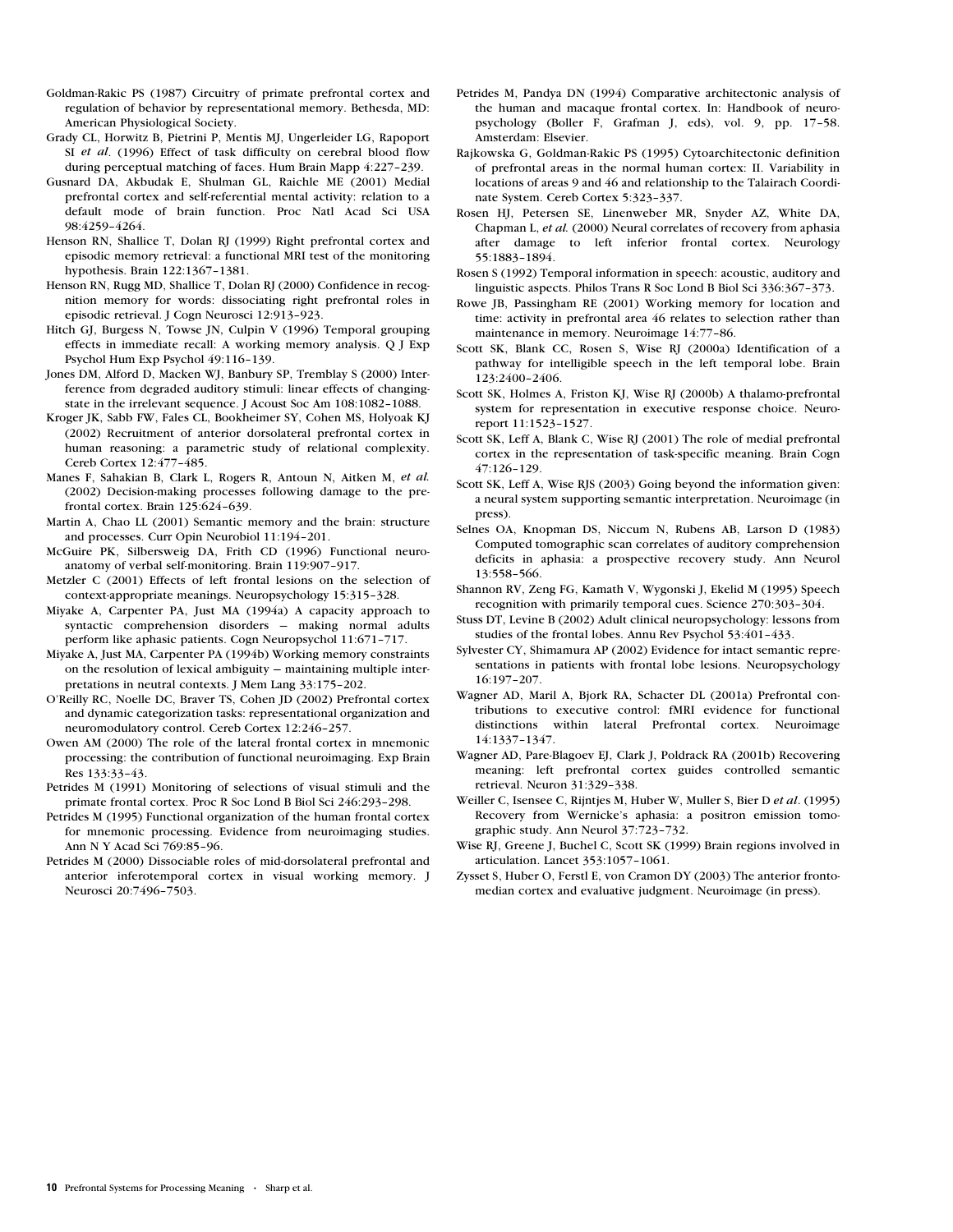Goldman-Rakic PS (1987) Circuitry of primate prefrontal cortex and regulation of behavior by representational memory. Bethesda, MD: American Physiological Society.

Grady CL, Horwitz B, Pietrini P, Mentis MJ, Ungerleider LG, Rapoport SI *et al*. (1996) Effect of task difficulty on cerebral blood flow during perceptual matching of faces. Hum Brain Mapp 4:227–239.

Gusnard DA, Akbudak E, Shulman GL, Raichle ME (2001) Medial prefrontal cortex and self-referential mental activity: relation to a default mode of brain function. Proc Natl Acad Sci USA 98:4259–4264.

Henson RN, Shallice T, Dolan RJ (1999) Right prefrontal cortex and episodic memory retrieval: a functional MRI test of the monitoring hypothesis. Brain 122:1367–1381.

Henson RN, Rugg MD, Shallice T, Dolan RJ (2000) Confidence in recognition memory for words: dissociating right prefrontal roles in episodic retrieval. J Cogn Neurosci 12:913–923.

Hitch GJ, Burgess N, Towse JN, Culpin V (1996) Temporal grouping effects in immediate recall: A working memory analysis. Q J Exp Psychol Hum Exp Psychol 49:116–139.

Jones DM, Alford D, Macken WJ, Banbury SP, Tremblay S (2000) Interference from degraded auditory stimuli: linear effects of changing-state in the irrelevant sequence. J Acoust Soc Am 108:1082–1088.

Kroger JK, Sabb FW, Fales CL, Bookheimer SY, Cohen MS, Holyoak KJ (2002) Recruitment of anterior dorsolateral prefrontal cortex in human reasoning: a parametric study of relational complexity. Cereb Cortex 12:477–485.

Manes F, Sahakian B, Clark L, Rogers R, Antoun N, Aitken M, *et al.* (2002) Decision-making processes following damage to the prefrontal cortex. Brain 125:624–639.

Martin A, Chao LL (2001) Semantic memory and the brain: structure and processes. Curr Opin Neurobiol 11:194–201.

McGuire PK, Silbersweig DA, Frith CD (1996) Functional neuroanatomy of verbal self-monitoring. Brain 119:907–917.

Metzler C (2001) Effects of left frontal lesions on the selection of context-appropriate meanings. Neuropsychology 15:315–328.

Miyake A, Carpenter PA, Just MA (1994a) A capacity approach to syntactic comprehension disorders — making normal adults perform like aphasic patients. Cogn Neuropsychol 11:671–717.

Miyake A, Just MA, Carpenter PA (1994b) Working memory constraints on the resolution of lexical ambiguity — maintaining multiple interpretations in neutral contexts. J Mem Lang 33:175–202.

O'Reilly RC, Noelle DC, Braver TS, Cohen JD (2002) Prefrontal cortex and dynamic categorization tasks: representational organization and neuromodulatory control. Cereb Cortex 12:246–257.

Owen AM (2000) The role of the lateral frontal cortex in mnemonic processing: the contribution of functional neuroimaging. Exp Brain Res 133:33–43.

Petrides M (1991) Monitoring of selections of visual stimuli and the primate frontal cortex. Proc R Soc Lond B Biol Sci 246:293–298.

Petrides M (1995) Functional organization of the human frontal cortex for mnemonic processing. Evidence from neuroimaging studies. Ann N Y Acad Sci 769:85–96.

Petrides M (2000) Dissociable roles of mid-dorsolateral prefrontal and anterior inferotemporal cortex in visual working memory. J Neurosci 20:7496–7503.

Petrides M, Pandya DN (1994) Comparative architectonic analysis of the human and macaque frontal cortex. In: Handbook of neuropsychology (Boller F, Grafman J, eds), vol. 9, pp. 17–58. Amsterdam: Elsevier.

Rajkowska G, Goldman-Rakic PS (1995) Cytoarchitectonic definition of prefrontal areas in the normal human cortex: II. Variability in locations of areas 9 and 46 and relationship to the Talairach Coordinate System. Cereb Cortex 5:323–337.

Rosen HJ, Petersen SE, Linenweber MR, Snyder AZ, White DA, Chapman L, *et al.* (2000) Neural correlates of recovery from aphasia after damage to left inferior frontal cortex. Neurology 55:1883–1894.

Rosen S (1992) Temporal information in speech: acoustic, auditory and linguistic aspects. Philos Trans R Soc Lond B Biol Sci 336:367–373.

Rowe JB, Passingham RE (2001) Working memory for location and time: activity in prefrontal area 46 relates to selection rather than maintenance in memory. Neuroimage 14:77–86.

Scott SK, Blank CC, Rosen S, Wise RJ (2000a) Identification of a pathway for intelligible speech in the left temporal lobe. Brain 123:2400–2406.

Scott SK, Holmes A, Friston KJ, Wise RJ (2000b) A thalamo-prefrontal system for representation in executive response choice. Neuroreport 11:1523–1527.

Scott SK, Leff A, Blank C, Wise RJ (2001) The role of medial prefrontal cortex in the representation of task-specific meaning. Brain Cogn 47:126–129.

Scott SK, Leff A, Wise RJS (2003) Going beyond the information given: a neural system supporting semantic interpretation. Neuroimage (in press).

Selnes OA, Knopman DS, Niccum N, Rubens AB, Larson D (1983) Computed tomographic scan correlates of auditory comprehension deficits in aphasia: a prospective recovery study. Ann Neurol 13:558–566.

Shannon RV, Zeng FG, Kamath V, Wygonski J, Ekelid M (1995) Speech recognition with primarily temporal cues. Science 270:303–304.

Stuss DT, Levine B (2002) Adult clinical neuropsychology: lessons from studies of the frontal lobes. Annu Rev Psychol 53:401–433.

Sylvester CY, Shimamura AP (2002) Evidence for intact semantic representations in patients with frontal lobe lesions. Neuropsychology 16:197–207.

Wagner AD, Maril A, Bjork RA, Schacter DL (2001a) Prefrontal contributions to executive control: fMRI evidence for functional distinctions within lateral Prefrontal cortex. Neuroimage 14:1337–1347.

Wagner AD, Pare-Blagoev EJ, Clark J, Poldrack RA (2001b) Recovering meaning: left prefrontal cortex guides controlled semantic retrieval. Neuron 31:329–338.

Weiller C, Isensee C, Rijntjes M, Huber W, Muller S, Bier D *et al*. (1995) Recovery from Wernicke's aphasia: a positron emission tomographic study. Ann Neurol 37:723–732.

Wise RJ, Greene J, Buchel C, Scott SK (1999) Brain regions involved in articulation. Lancet 353:1057–1061.

Zysset S, Huber O, Ferstl E, von Cramon DY (2003) The anterior frontomedian cortex and evaluative judgment. Neuroimage (in press).